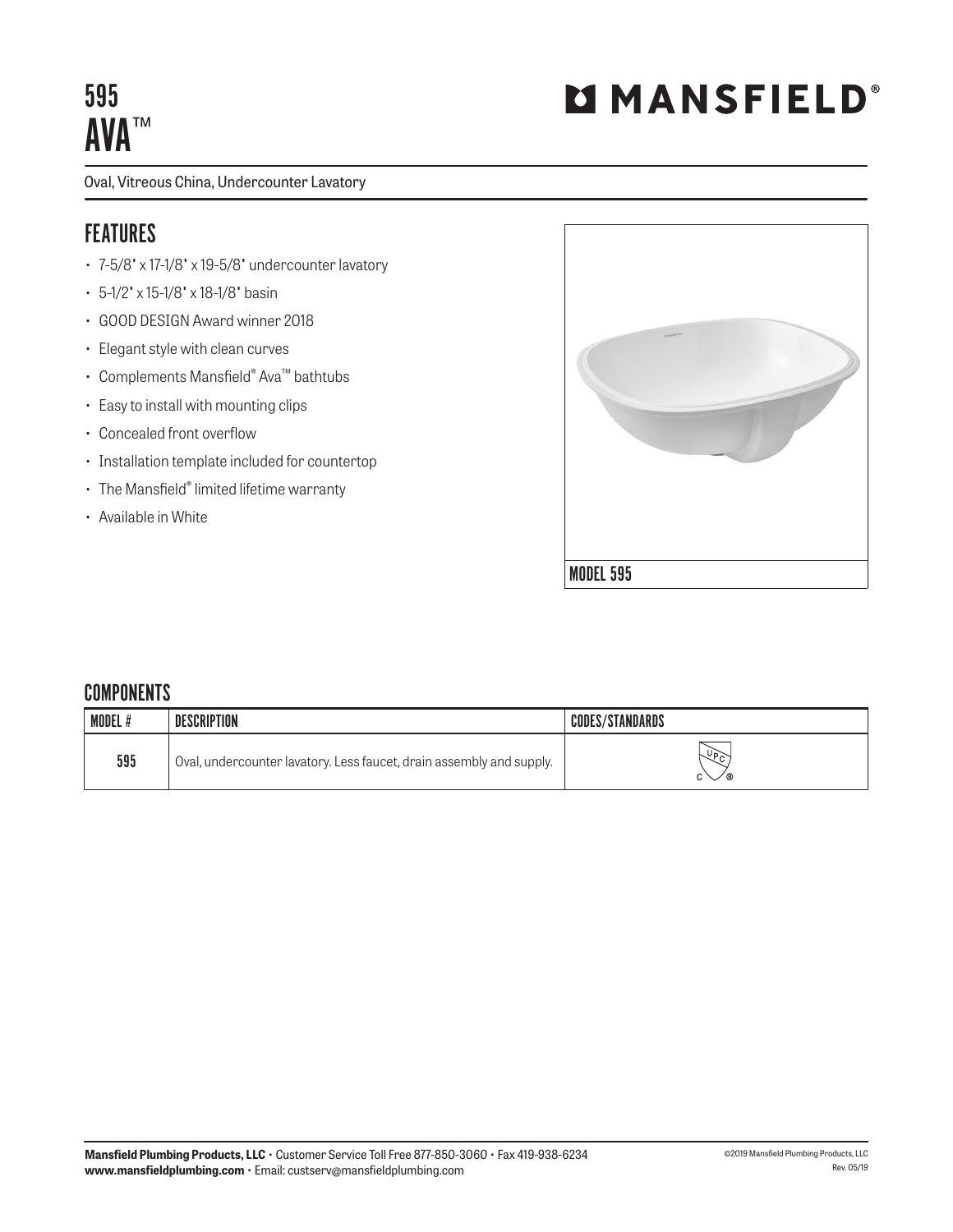# 595 AVA™

MANSFIELD®

Oval, Vitreous China, Undercounter Lavatory

## FEATURES

- 7-5/8" x 17-1/8" x 19-5/8" undercounter lavatory
- 5-1/2" x 15-1/8" x 18-1/8" basin
- GOOD DESIGN Award winner 2018
- Elegant style with clean curves
- Complements Mansfield® Ava™ bathtubs
- Easy to install with mounting clips
- Concealed front overflow
- Installation template included for countertop
- The Mansfield® limited lifetime warranty
- Available in White

MODEL 595

## COMPONENTS

| MODEL # | DESCRIPTION | CODES/STANDARDS |
|---|---|---|
| 595 | Oval, undercounter lavatory. Less faucet, drain assembly and supply. | cUPC® |

**Mansfield Plumbing Products, LLC** • Customer Service Toll Free 877-850-3060 • Fax 419-938-6234
**www.mansfieldplumbing.com** • Email: custserv@mansfieldplumbing.com

©2019 Mansfield Plumbing Products, LLC
Rev. 05/19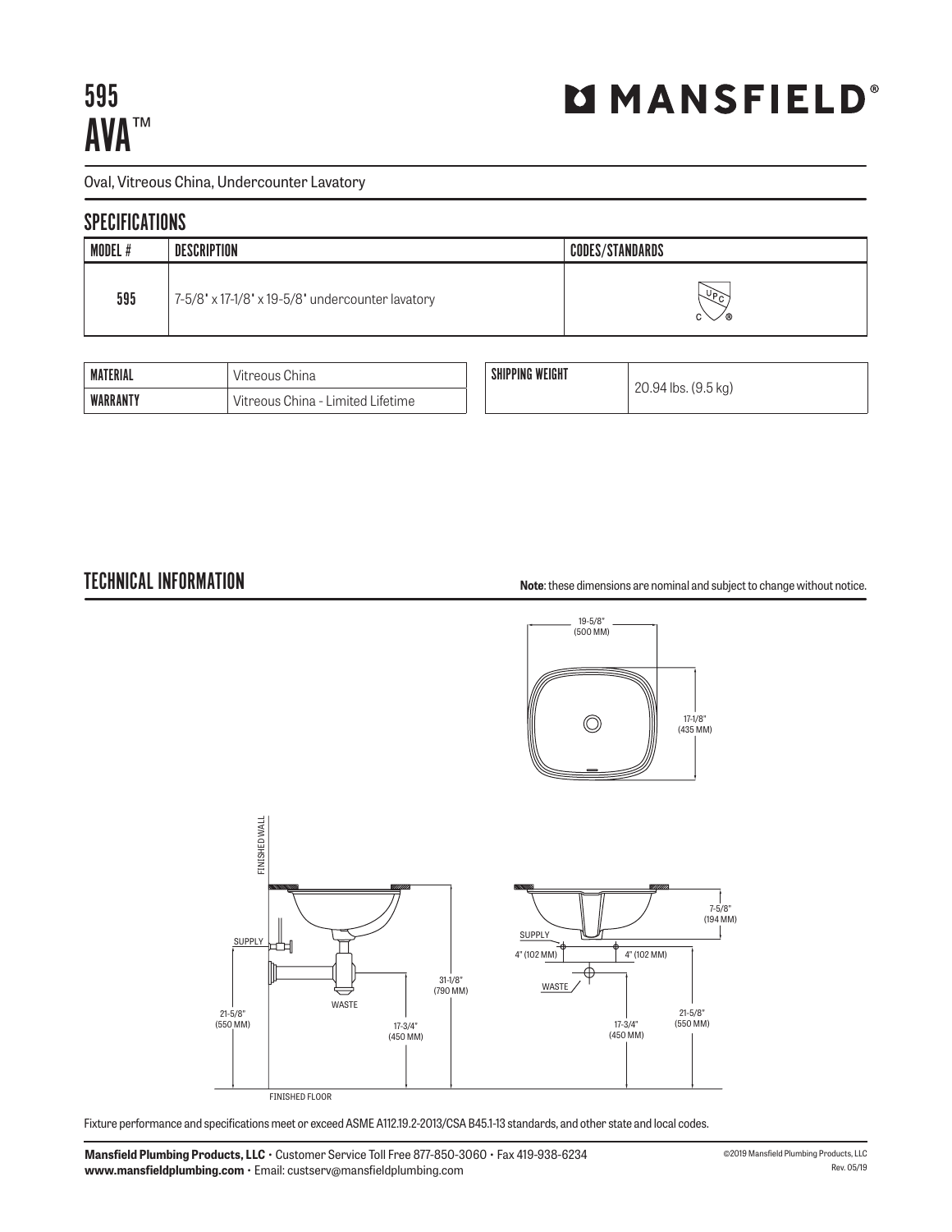# 595 AVA™

**MANSFIELD®**

Oval, Vitreous China, Undercounter Lavatory

## SPECIFICATIONS

| MODEL # | DESCRIPTION | CODES/STANDARDS |
|---|---|---|
| 595 | 7-5/8" x 17-1/8" x 19-5/8" undercounter lavatory | cUPC® |

| | |
|---|---|
| MATERIAL | Vitreous China |
| WARRANTY | Vitreous China - Limited Lifetime |

| | |
|---|---|
| SHIPPING WEIGHT | 20.94 lbs. (9.5 kg) |

## TECHNICAL INFORMATION

**Note**: these dimensions are nominal and subject to change without notice.

19-5/8" (500 MM)
17-1/8" (435 MM)
FINISHED WALL
SUPPLY
WASTE
21-5/8" (550 MM)
17-3/4" (450 MM)
31-1/8" (790 MM)
FINISHED FLOOR
7-5/8" (194 MM)
SUPPLY
4" (102 MM)
4" (102 MM)
WASTE
17-3/4" (450 MM)
21-5/8" (550 MM)

Fixture performance and specifications meet or exceed ASME A112.19.2-2013/CSA B45.1-13 standards, and other state and local codes.

**Mansfield Plumbing Products, LLC** • Customer Service Toll Free 877-850-3060 • Fax 419-938-6234
**www.mansfieldplumbing.com** • Email: custserv@mansfieldplumbing.com

©2019 Mansfield Plumbing Products, LLC
Rev. 05/19